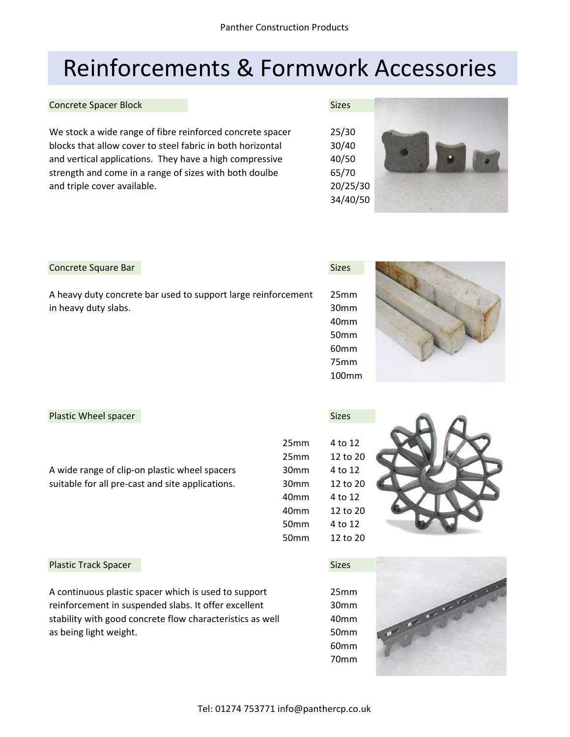# Reinforcements & Formwork Accessories

## Concrete Spacer Block

We stock a wide range of fibre reinforced concrete spacer blocks that allow cover to steel fabric in both horizontal and vertical applications. They have a high compressive strength and come in a range of sizes with both doulbe and triple cover available.

**Sizes**

- 25/30
- 30/40
- 40/50
- 65/70
- 20/25/30
- 34/40/50

## Concrete Square Bar

A heavy duty concrete bar used to support large reinforcement in heavy duty slabs.

**Sizes**

- 25mm
- 30mm
- 40mm
- 50mm
- 60mm
- 75mm
- 100mm

## Plastic Wheel spacer

A wide range of clip-on plastic wheel spacers suitable for all pre-cast and site applications.

| | Sizes |
|---|---|
| 25mm | 4 to 12 |
| 25mm | 12 to 20 |
| 30mm | 4 to 12 |
| 30mm | 12 to 20 |
| 40mm | 4 to 12 |
| 40mm | 12 to 20 |
| 50mm | 4 to 12 |
| 50mm | 12 to 20 |

## Plastic Track Spacer

A continuous plastic spacer which is used to support reinforcement in suspended slabs. It offer excellent stability with good concrete flow characteristics as well as being light weight.

**Sizes**

- 25mm
- 30mm
- 40mm
- 50mm
- 60mm
- 70mm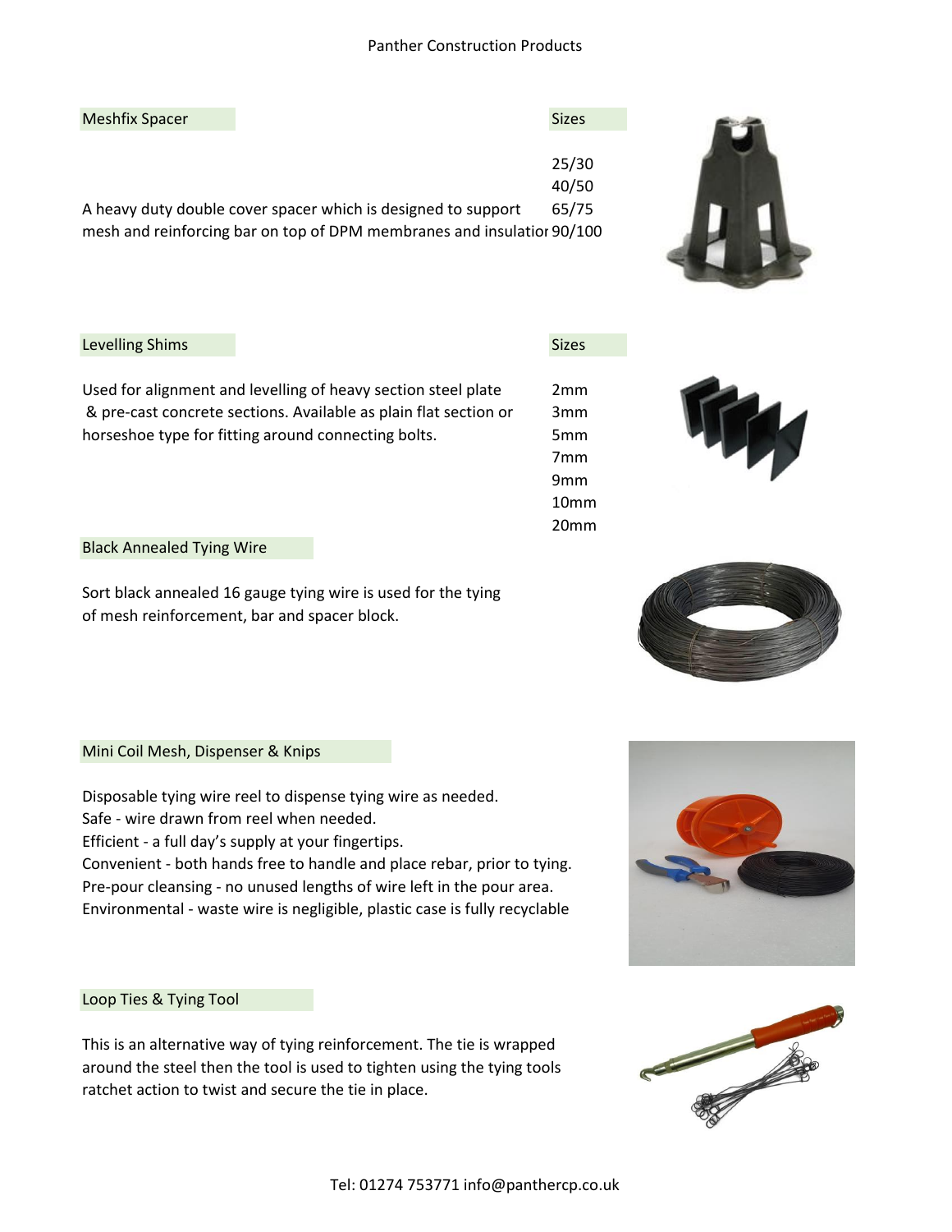## Meshfix Spacer

A heavy duty double cover spacer which is designed to support mesh and reinforcing bar on top of DPM membranes and insulation

**Sizes**

- 25/30
- 40/50
- 65/75
- 90/100

## Levelling Shims

Used for alignment and levelling of heavy section steel plate & pre-cast concrete sections. Available as plain flat section or horseshoe type for fitting around connecting bolts.

**Sizes**

- 2mm
- 3mm
- 5mm
- 7mm
- 9mm
- 10mm
- 20mm

## Black Annealed Tying Wire

Sort black annealed 16 gauge tying wire is used for the tying of mesh reinforcement, bar and spacer block.

## Mini Coil Mesh, Dispenser & Knips

Disposable tying wire reel to dispense tying wire as needed.
Safe - wire drawn from reel when needed.
Efficient - a full day's supply at your fingertips.
Convenient - both hands free to handle and place rebar, prior to tying.
Pre-pour cleansing - no unused lengths of wire left in the pour area.
Environmental - waste wire is negligible, plastic case is fully recyclable

## Loop Ties & Tying Tool

This is an alternative way of tying reinforcement. The tie is wrapped around the steel then the tool is used to tighten using the tying tools ratchet action to twist and secure the tie in place.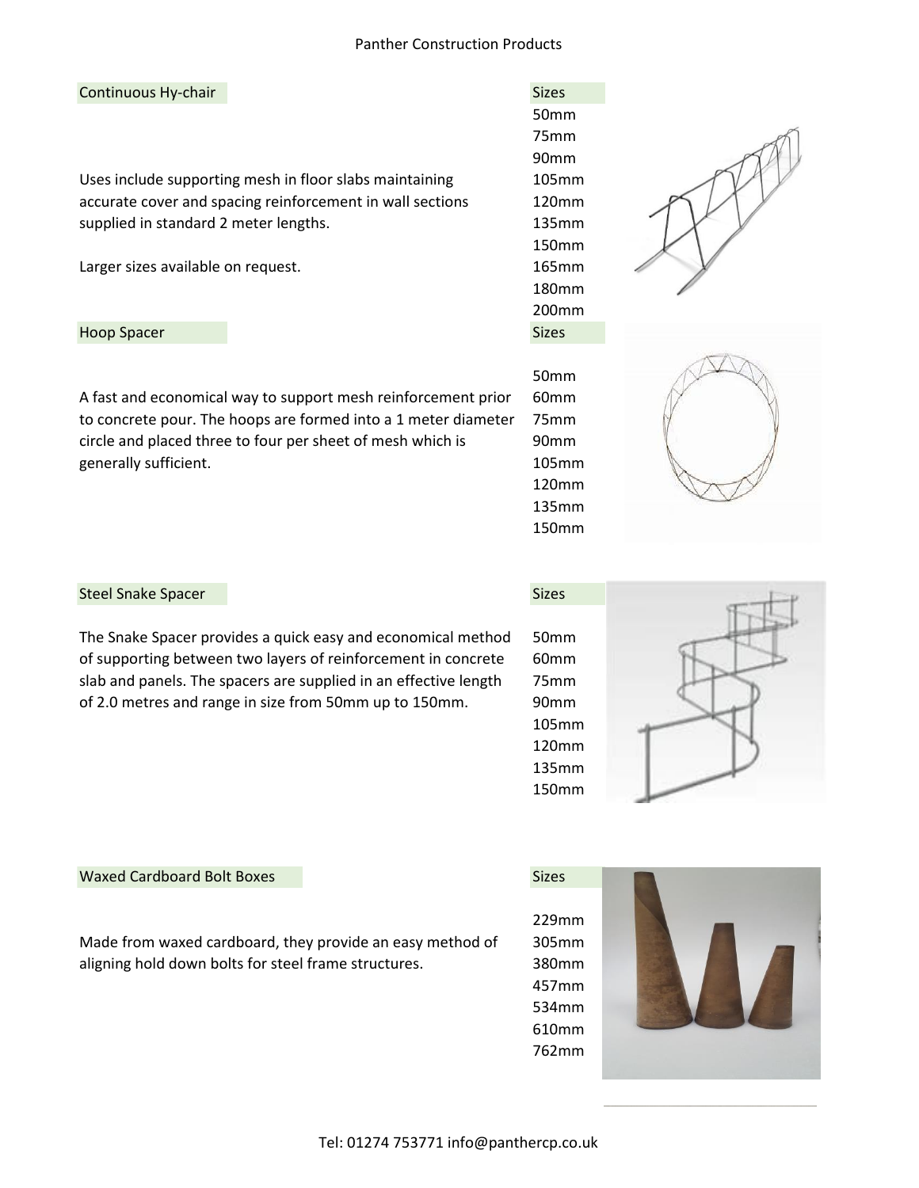## Continuous Hy-chair

Uses include supporting mesh in floor slabs maintaining accurate cover and spacing reinforcement in wall sections supplied in standard 2 meter lengths.

Larger sizes available on request.

| Sizes |
| --- |
| 50mm |
| 75mm |
| 90mm |
| 105mm |
| 120mm |
| 135mm |
| 150mm |
| 165mm |
| 180mm |
| 200mm |

## Hoop Spacer

A fast and economical way to support mesh reinforcement prior to concrete pour. The hoops are formed into a 1 meter diameter circle and placed three to four per sheet of mesh which is generally sufficient.

| Sizes |
| --- |
| 50mm |
| 60mm |
| 75mm |
| 90mm |
| 105mm |
| 120mm |
| 135mm |
| 150mm |

## Steel Snake Spacer

The Snake Spacer provides a quick easy and economical method of supporting between two layers of reinforcement in concrete slab and panels. The spacers are supplied in an effective length of 2.0 metres and range in size from 50mm up to 150mm.

| Sizes |
| --- |
| 50mm |
| 60mm |
| 75mm |
| 90mm |
| 105mm |
| 120mm |
| 135mm |
| 150mm |

## Waxed Cardboard Bolt Boxes

Made from waxed cardboard, they provide an easy method of aligning hold down bolts for steel frame structures.

| Sizes |
| --- |
| 229mm |
| 305mm |
| 380mm |
| 457mm |
| 534mm |
| 610mm |
| 762mm |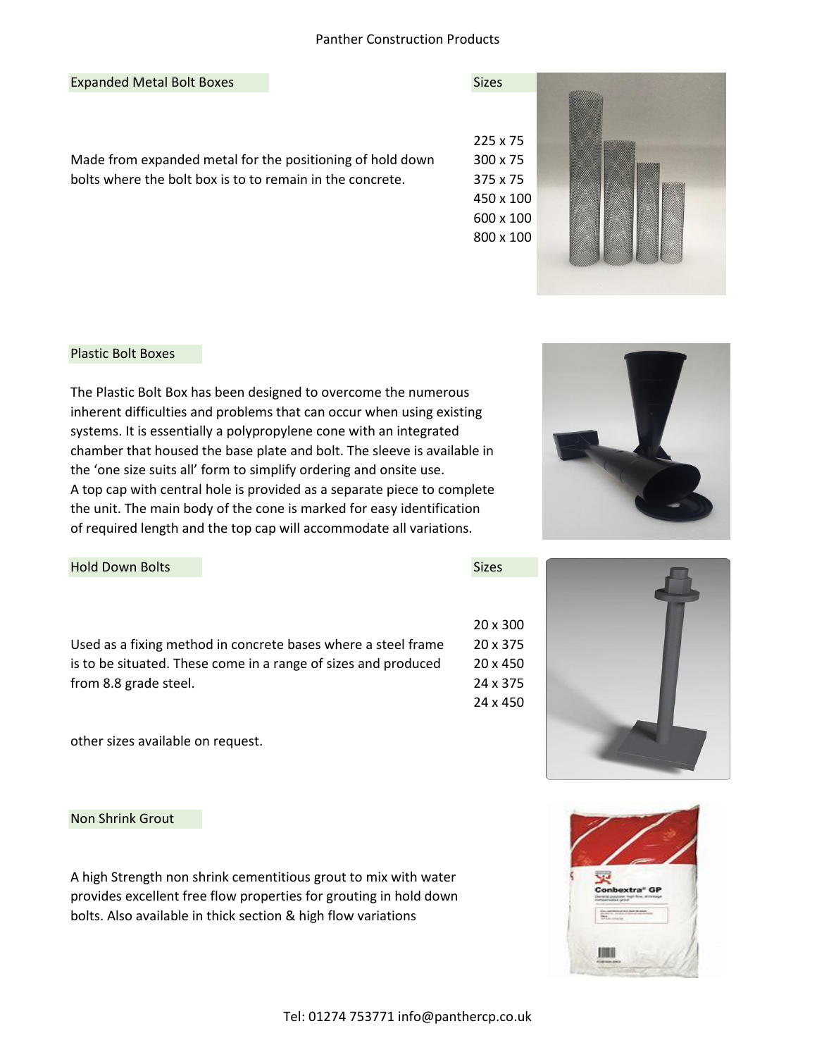## Expanded Metal Bolt Boxes

Made from expanded metal for the positioning of hold down bolts where the bolt box is to to remain in the concrete.

**Sizes**

- 225 x 75
- 300 x 75
- 375 x 75
- 450 x 100
- 600 x 100
- 800 x 100

## Plastic Bolt Boxes

The Plastic Bolt Box has been designed to overcome the numerous inherent difficulties and problems that can occur when using existing systems. It is essentially a polypropylene cone with an integrated chamber that housed the base plate and bolt. The sleeve is available in the 'one size suits all' form to simplify ordering and onsite use.
A top cap with central hole is provided as a separate piece to complete the unit. The main body of the cone is marked for easy identification of required length and the top cap will accommodate all variations.

## Hold Down Bolts

Used as a fixing method in concrete bases where a steel frame is to be situated. These come in a range of sizes and produced from 8.8 grade steel.

other sizes available on request.

**Sizes**

- 20 x 300
- 20 x 375
- 20 x 450
- 24 x 375
- 24 x 450

## Non Shrink Grout

A high Strength non shrink cementitious grout to mix with water provides excellent free flow properties for grouting in hold down bolts. Also available in thick section & high flow variations

Tel: 01274 753771 info@panthercp.co.uk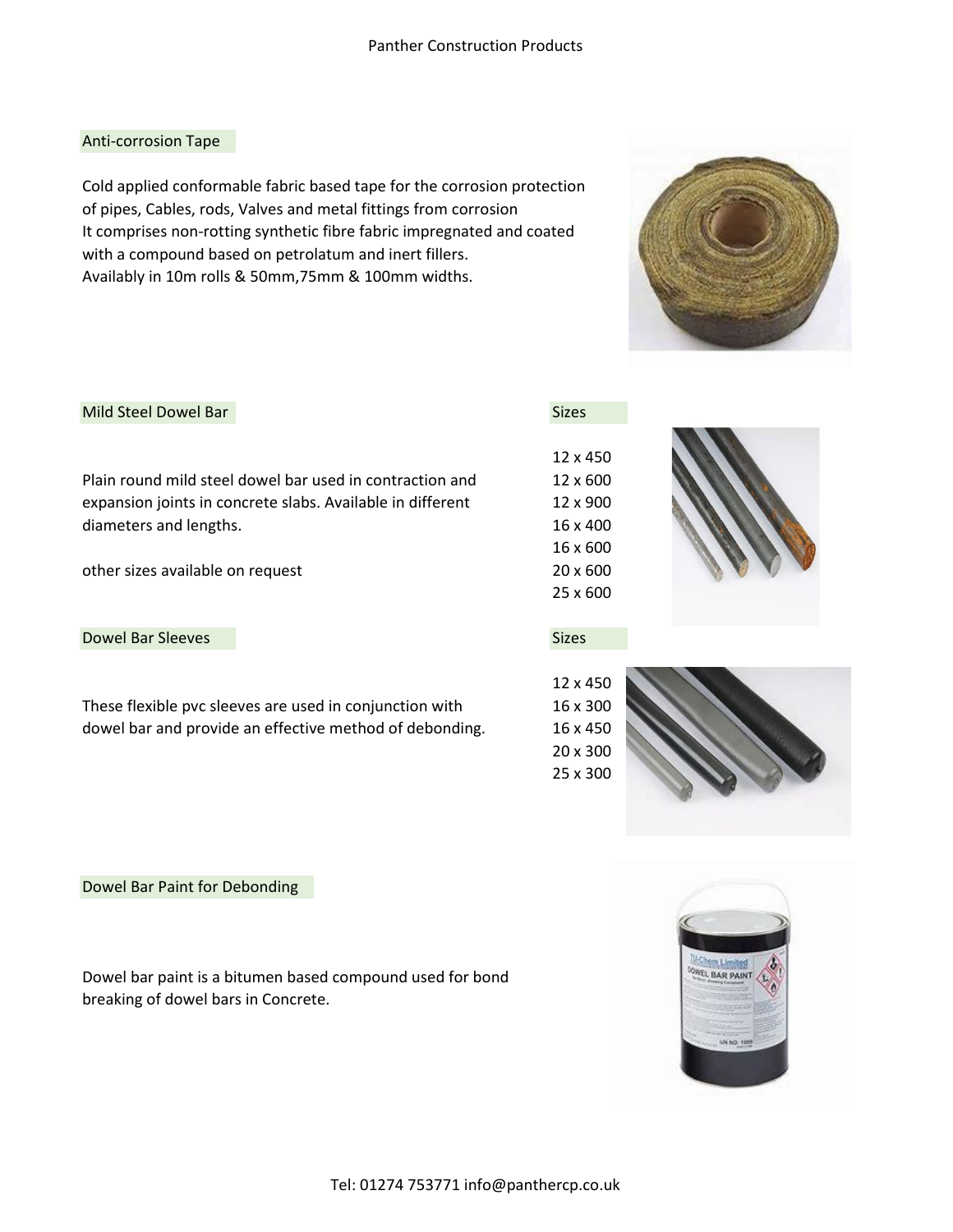## Anti-corrosion Tape

Cold applied conformable fabric based tape for the corrosion protection of pipes, Cables, rods, Valves and metal fittings from corrosion
It comprises non-rotting synthetic fibre fabric impregnated and coated with a compound based on petrolatum and inert fillers.
Availably in 10m rolls & 50mm,75mm & 100mm widths.

## Mild Steel Dowel Bar

Plain round mild steel dowel bar used in contraction and expansion joints in concrete slabs. Available in different diameters and lengths.

other sizes available on request

**Sizes**

12 x 450
12 x 600
12 x 900
16 x 400
16 x 600
20 x 600
25 x 600

## Dowel Bar Sleeves

These flexible pvc sleeves are used in conjunction with dowel bar and provide an effective method of debonding.

**Sizes**

12 x 450
16 x 300
16 x 450
20 x 300
25 x 300

## Dowel Bar Paint for Debonding

Dowel bar paint is a bitumen based compound used for bond breaking of dowel bars in Concrete.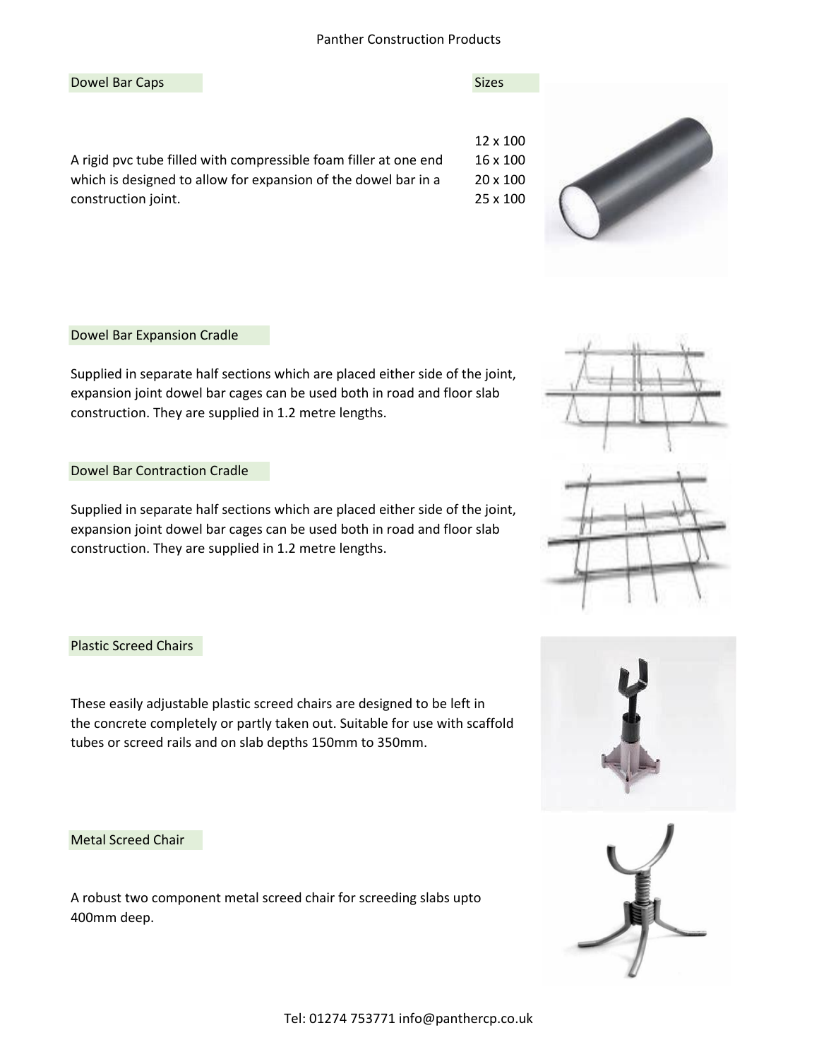## Dowel Bar Caps

A rigid pvc tube filled with compressible foam filler at one end which is designed to allow for expansion of the dowel bar in a construction joint.

| Sizes |
|---|
| 12 x 100 |
| 16 x 100 |
| 20 x 100 |
| 25 x 100 |

## Dowel Bar Expansion Cradle

Supplied in separate half sections which are placed either side of the joint, expansion joint dowel bar cages can be used both in road and floor slab construction. They are supplied in 1.2 metre lengths.

## Dowel Bar Contraction Cradle

Supplied in separate half sections which are placed either side of the joint, expansion joint dowel bar cages can be used both in road and floor slab construction. They are supplied in 1.2 metre lengths.

## Plastic Screed Chairs

These easily adjustable plastic screed chairs are designed to be left in the concrete completely or partly taken out. Suitable for use with scaffold tubes or screed rails and on slab depths 150mm to 350mm.

## Metal Screed Chair

A robust two component metal screed chair for screeding slabs upto 400mm deep.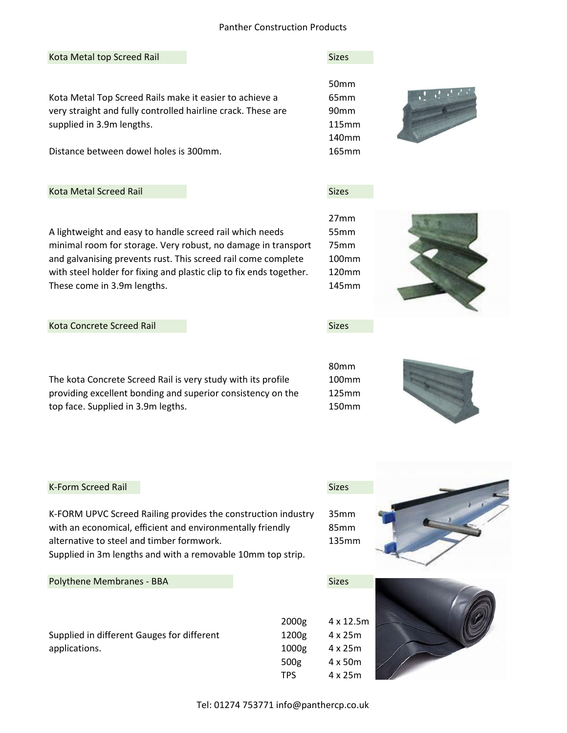## Kota Metal top Screed Rail

**Sizes**

Kota Metal Top Screed Rails make it easier to achieve a very straight and fully controlled hairline crack. These are supplied in 3.9m lengths.

Distance between dowel holes is 300mm.

- 50mm
- 65mm
- 90mm
- 115mm
- 140mm
- 165mm

## Kota Metal Screed Rail

**Sizes**

A lightweight and easy to handle screed rail which needs minimal room for storage. Very robust, no damage in transport and galvanising prevents rust. This screed rail come complete with steel holder for fixing and plastic clip to fix ends together. These come in 3.9m lengths.

- 27mm
- 55mm
- 75mm
- 100mm
- 120mm
- 145mm

## Kota Concrete Screed Rail

**Sizes**

The kota Concrete Screed Rail is very study with its profile providing excellent bonding and superior consistency on the top face. Supplied in 3.9m legths.

- 80mm
- 100mm
- 125mm
- 150mm

## K-Form Screed Rail

**Sizes**

K-FORM UPVC Screed Railing provides the construction industry with an economical, efficient and environmentally friendly alternative to steel and timber formwork.
Supplied in 3m lengths and with a removable 10mm top strip.

- 35mm
- 85mm
- 135mm

## Polythene Membranes - BBA

Supplied in different Gauges for different applications.

| Gauge | Sizes |
|---|---|
| 2000g | 4 x 12.5m |
| 1200g | 4 x 25m |
| 1000g | 4 x 25m |
| 500g | 4 x 50m |
| TPS | 4 x 25m |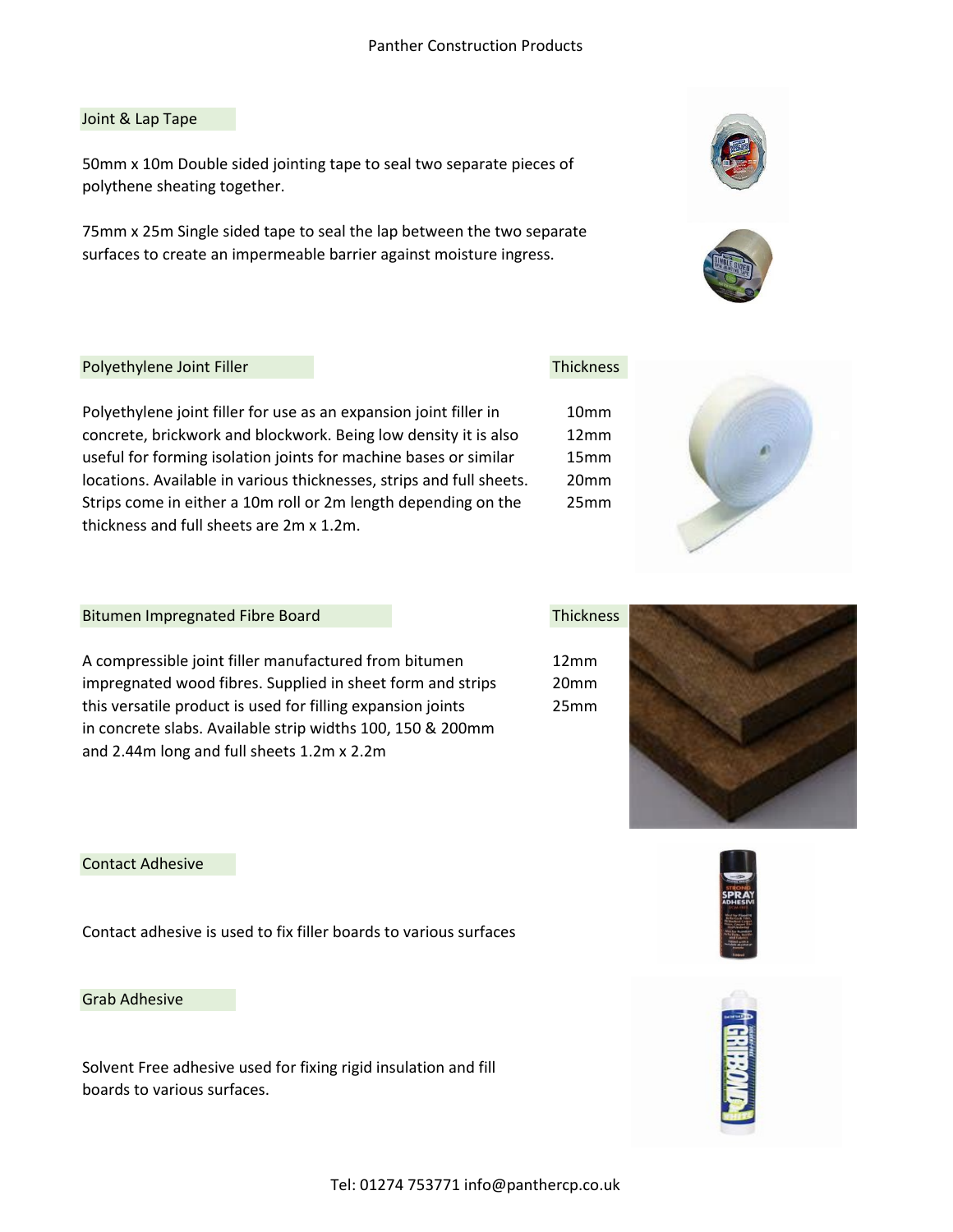## Joint & Lap Tape

50mm x 10m Double sided jointing tape to seal two separate pieces of polythene sheating together.

75mm x 25m Single sided tape to seal the lap between the two separate surfaces to create an impermeable barrier against moisture ingress.

## Polyethylene Joint Filler

Polyethylene joint filler for use as an expansion joint filler in concrete, brickwork and blockwork. Being low density it is also useful for forming isolation joints for machine bases or similar locations. Available in various thicknesses, strips and full sheets. Strips come in either a 10m roll or 2m length depending on the thickness and full sheets are 2m x 1.2m.

| Thickness |
| --- |
| 10mm |
| 12mm |
| 15mm |
| 20mm |
| 25mm |

## Bitumen Impregnated Fibre Board

A compressible joint filler manufactured from bitumen impregnated wood fibres. Supplied in sheet form and strips this versatile product is used for filling expansion joints in concrete slabs. Available strip widths 100, 150 & 200mm and 2.44m long and full sheets 1.2m x 2.2m

| Thickness |
| --- |
| 12mm |
| 20mm |
| 25mm |

## Contact Adhesive

Contact adhesive is used to fix filler boards to various surfaces

## Grab Adhesive

Solvent Free adhesive used for fixing rigid insulation and fill boards to various surfaces.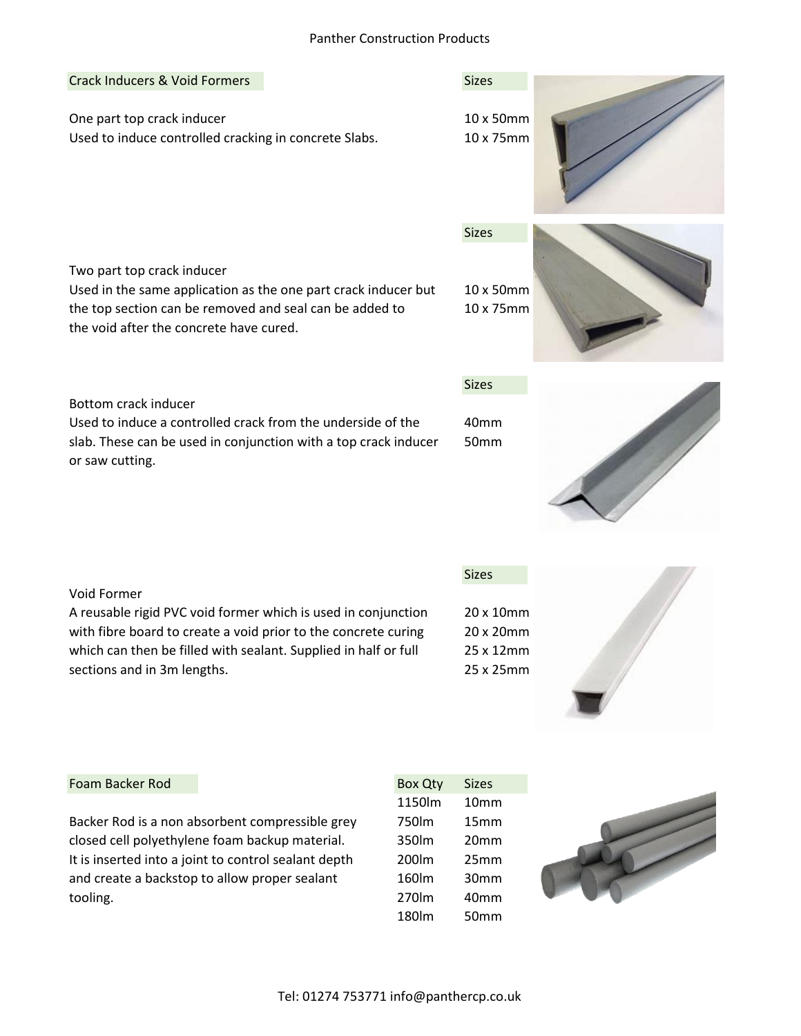## Crack Inducers & Void Formers

**One part top crack inducer**
Used to induce controlled cracking in concrete Slabs.

Sizes
- 10 x 50mm
- 10 x 75mm

**Two part top crack inducer**
Used in the same application as the one part crack inducer but the top section can be removed and seal can be added to the void after the concrete have cured.

Sizes
- 10 x 50mm
- 10 x 75mm

**Bottom crack inducer**
Used to induce a controlled crack from the underside of the slab. These can be used in conjunction with a top crack inducer or saw cutting.

Sizes
- 40mm
- 50mm

**Void Former**
A reusable rigid PVC void former which is used in conjunction with fibre board to create a void prior to the concrete curing which can then be filled with sealant. Supplied in half or full sections and in 3m lengths.

Sizes
- 20 x 10mm
- 20 x 20mm
- 25 x 12mm
- 25 x 25mm

## Foam Backer Rod

Backer Rod is a non absorbent compressible grey closed cell polyethylene foam backup material. It is inserted into a joint to control sealant depth and create a backstop to allow proper sealant tooling.

| Box Qty | Sizes |
|---|---|
| 1150lm | 10mm |
| 750lm | 15mm |
| 350lm | 20mm |
| 200lm | 25mm |
| 160lm | 30mm |
| 270lm | 40mm |
| 180lm | 50mm |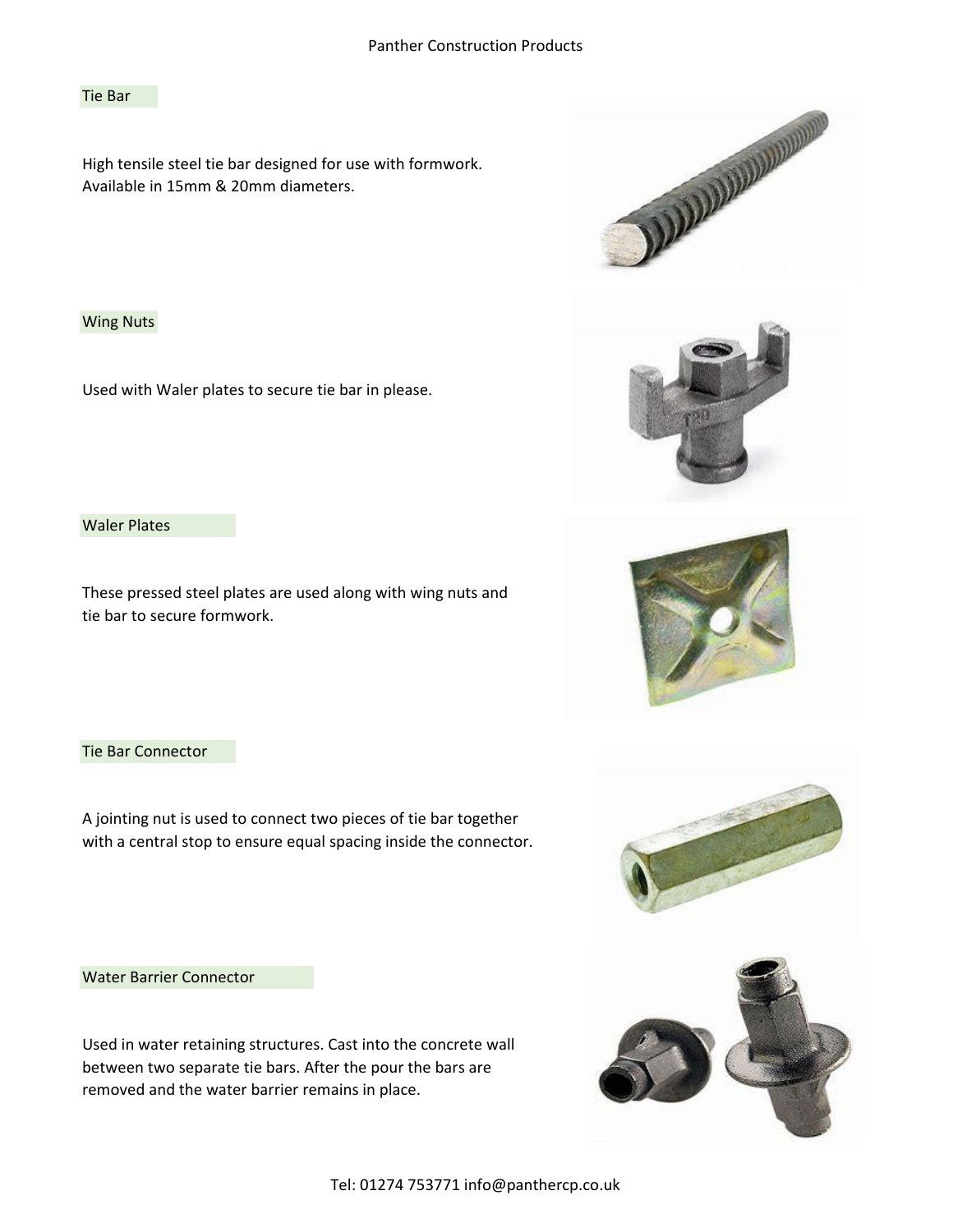## Tie Bar

High tensile steel tie bar designed for use with formwork. Available in 15mm & 20mm diameters.

## Wing Nuts

Used with Waler plates to secure tie bar in please.

## Waler Plates

These pressed steel plates are used along with wing nuts and tie bar to secure formwork.

## Tie Bar Connector

A jointing nut is used to connect two pieces of tie bar together with a central stop to ensure equal spacing inside the connector.

## Water Barrier Connector

Used in water retaining structures. Cast into the concrete wall between two separate tie bars. After the pour the bars are removed and the water barrier remains in place.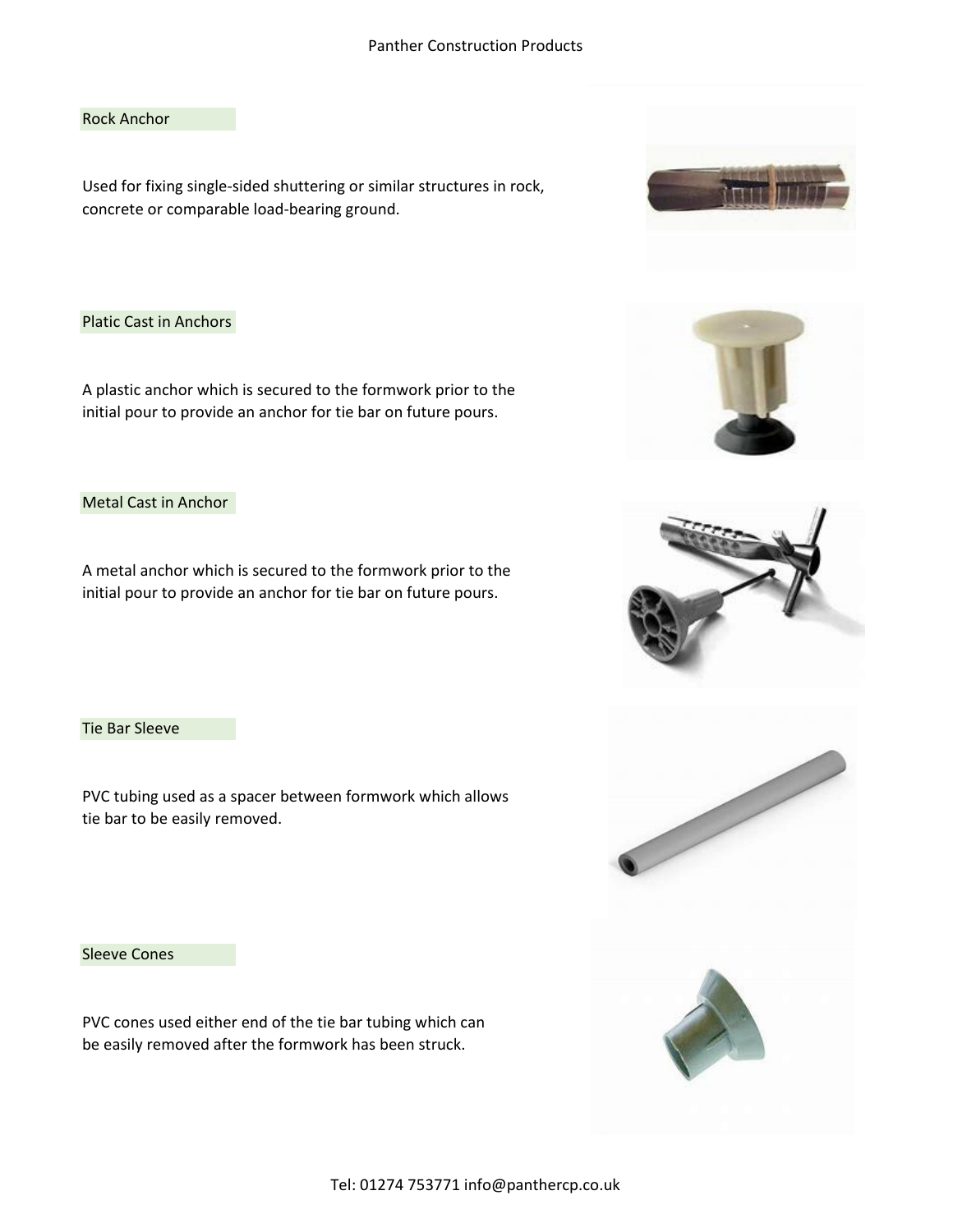## Rock Anchor

Used for fixing single-sided shuttering or similar structures in rock, concrete or comparable load-bearing ground.

## Platic Cast in Anchors

A plastic anchor which is secured to the formwork prior to the initial pour to provide an anchor for tie bar on future pours.

## Metal Cast in Anchor

A metal anchor which is secured to the formwork prior to the initial pour to provide an anchor for tie bar on future pours.

## Tie Bar Sleeve

PVC tubing used as a spacer between formwork which allows tie bar to be easily removed.

## Sleeve Cones

PVC cones used either end of the tie bar tubing which can be easily removed after the formwork has been struck.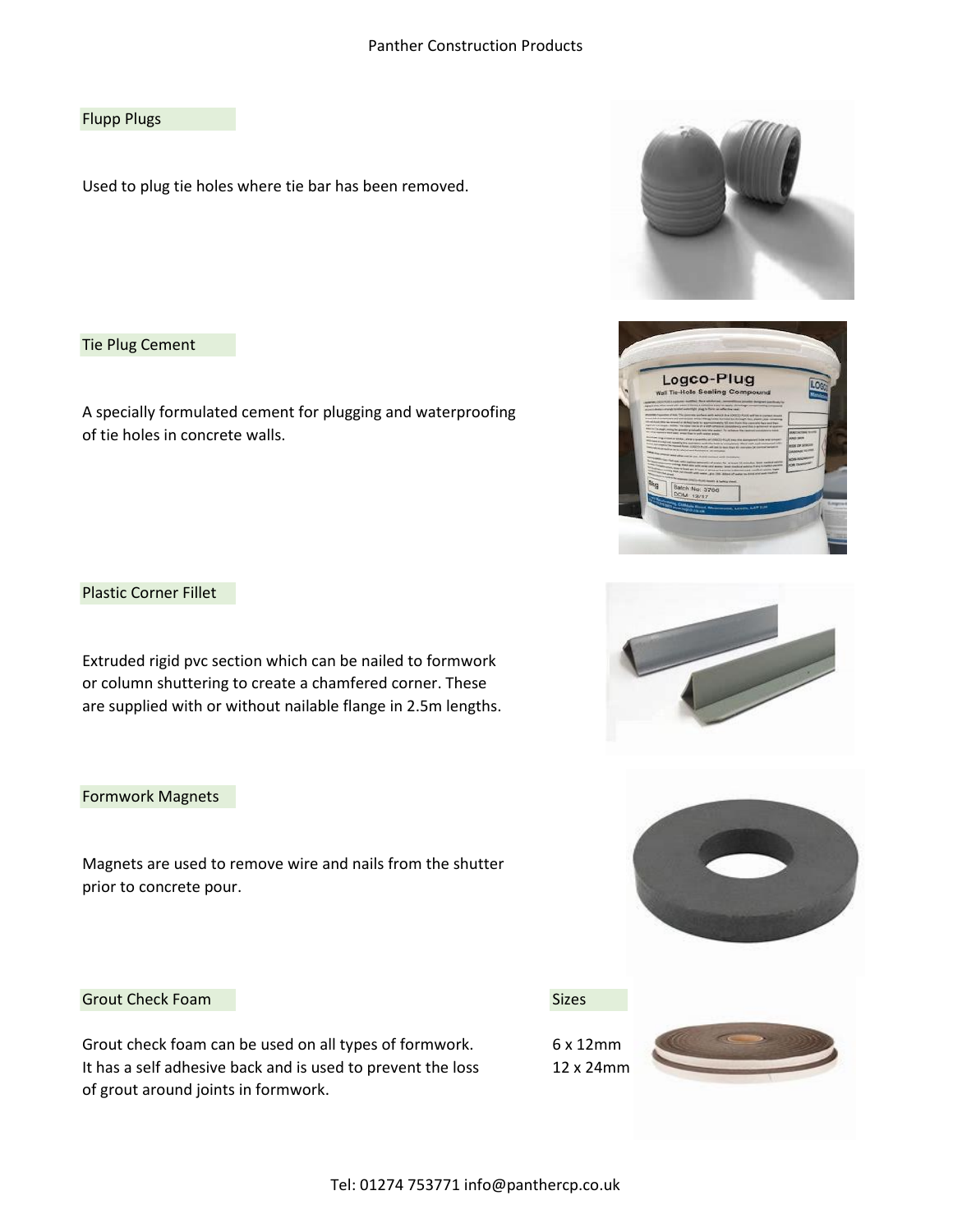## Flupp Plugs

Used to plug tie holes where tie bar has been removed.

## Tie Plug Cement

A specially formulated cement for plugging and waterproofing of tie holes in concrete walls.

## Plastic Corner Fillet

Extruded rigid pvc section which can be nailed to formwork or column shuttering to create a chamfered corner. These are supplied with or without nailable flange in 2.5m lengths.

## Formwork Magnets

Magnets are used to remove wire and nails from the shutter prior to concrete pour.

## Grout Check Foam

Grout check foam can be used on all types of formwork. It has a self adhesive back and is used to prevent the loss of grout around joints in formwork.

**Sizes**

6 x 12mm
12 x 24mm

Tel: 01274 753771 info@panthercp.co.uk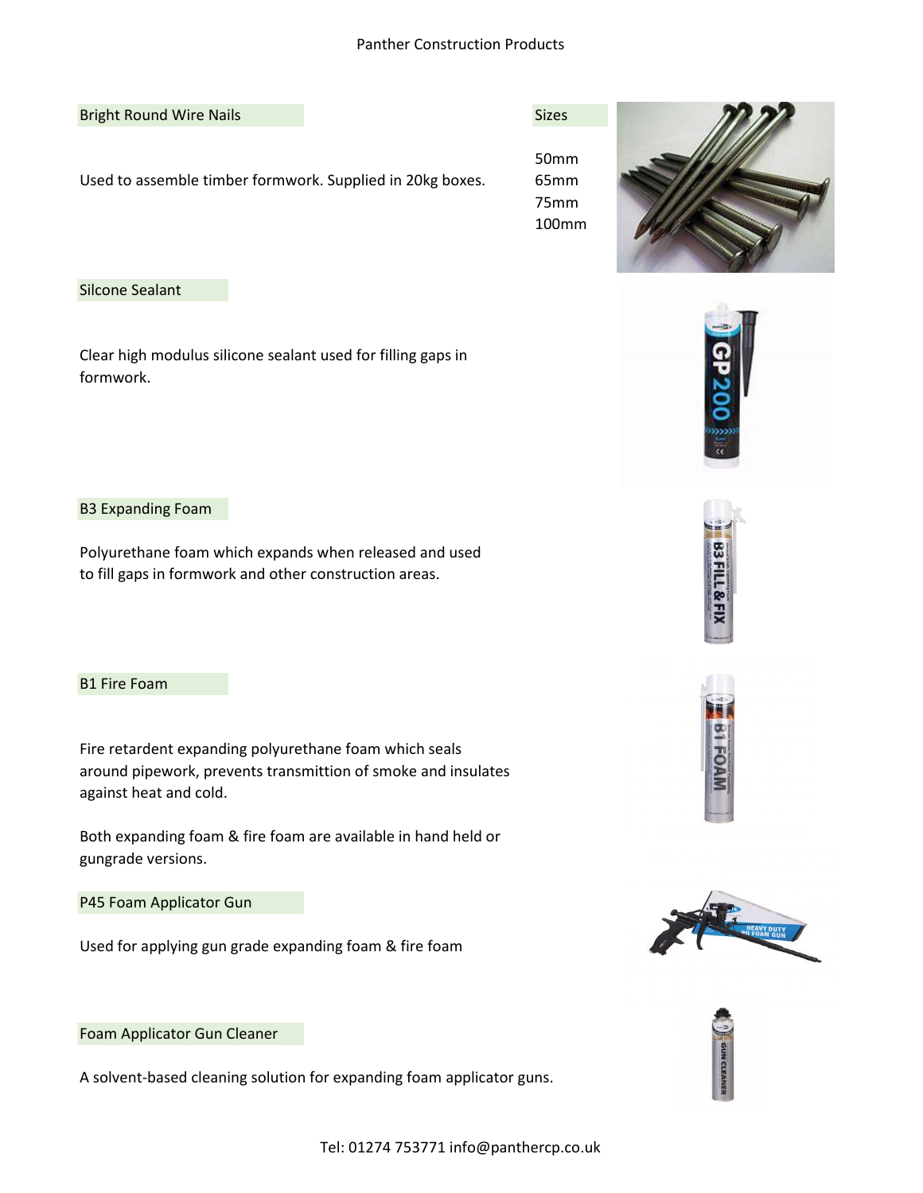## Bright Round Wire Nails

Used to assemble timber formwork. Supplied in 20kg boxes.

**Sizes**

- 50mm
- 65mm
- 75mm
- 100mm

## Silcone Sealant

Clear high modulus silicone sealant used for filling gaps in formwork.

## B3 Expanding Foam

Polyurethane foam which expands when released and used to fill gaps in formwork and other construction areas.

## B1 Fire Foam

Fire retardent expanding polyurethane foam which seals around pipework, prevents transmittion of smoke and insulates against heat and cold.

Both expanding foam & fire foam are available in hand held or gungrade versions.

## P45 Foam Applicator Gun

Used for applying gun grade expanding foam & fire foam

## Foam Applicator Gun Cleaner

A solvent-based cleaning solution for expanding foam applicator guns.

Tel: 01274 753771 info@panthercp.co.uk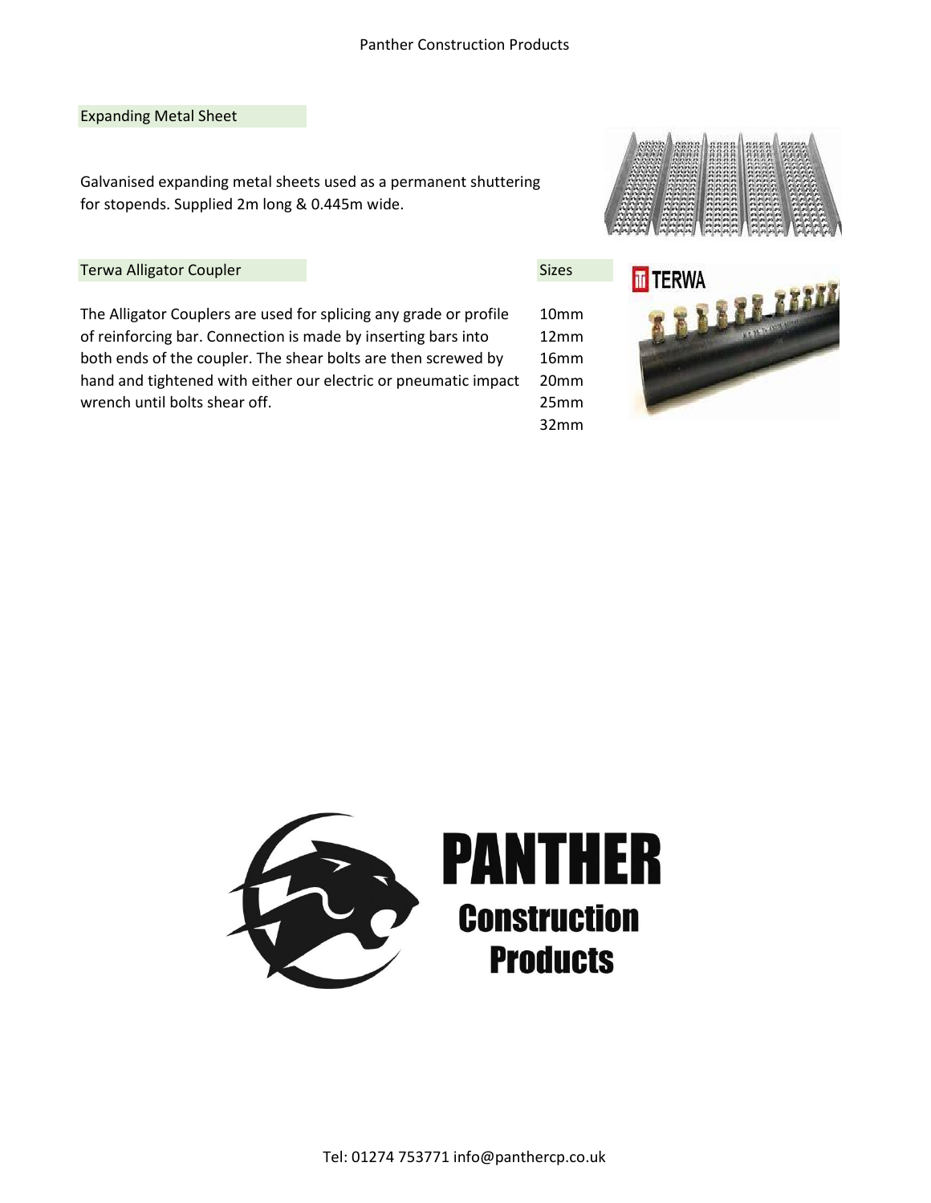## Expanding Metal Sheet

Galvanised expanding metal sheets used as a permanent shuttering for stopends. Supplied 2m long & 0.445m wide.

## Terwa Alligator Coupler

The Alligator Couplers are used for splicing any grade or profile of reinforcing bar. Connection is made by inserting bars into both ends of the coupler. The shear bolts are then screwed by hand and tightened with either our electric or pneumatic impact wrench until bolts shear off.

| Sizes |
| --- |
| 10mm |
| 12mm |
| 16mm |
| 20mm |
| 25mm |
| 32mm |

Tel: 01274 753771 info@panthercp.co.uk